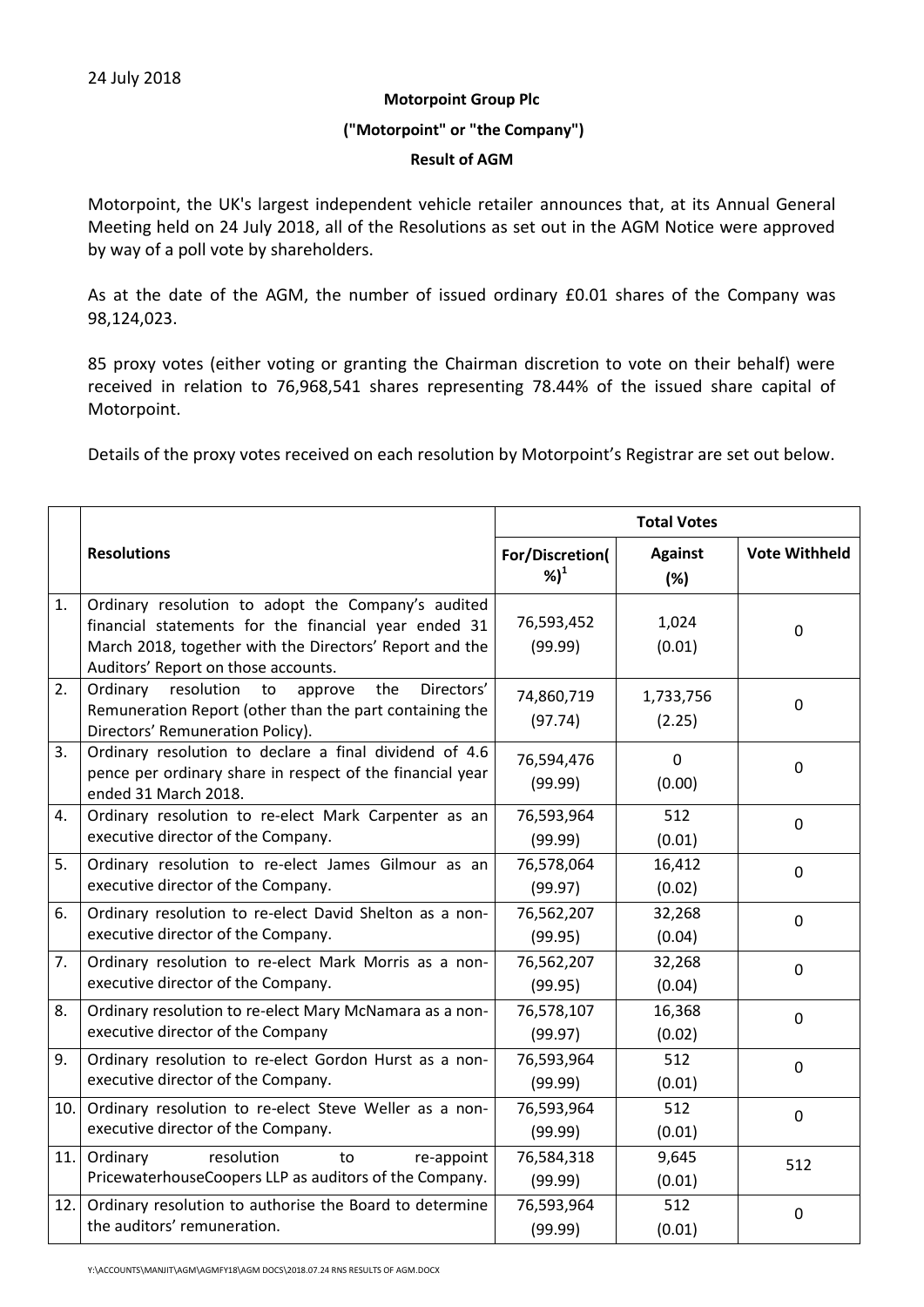24 July 2018

**Motorpoint Group Plc**

**("Motorpoint" or "the Company")**

**Result of AGM**

Motorpoint, the UK's largest independent vehicle retailer announces that, at its Annual General Meeting held on 24 July 2018, all of the Resolutions as set out in the AGM Notice were approved by way of a poll vote by shareholders.

As at the date of the AGM, the number of issued ordinary £0.01 shares of the Company was 98,124,023.

85 proxy votes (either voting or granting the Chairman discretion to vote on their behalf) were received in relation to 76,968,541 shares representing 78.44% of the issued share capital of Motorpoint.

Details of the proxy votes received on each resolution by Motorpoint's Registrar are set out below.

| | **Resolutions** | **Total Votes** | | |
|---|---|---|---|---|
| | | **For/Discretion(%)[1]** | **Against (%)** | **Vote Withheld** |
| 1. | Ordinary resolution to adopt the Company's audited financial statements for the financial year ended 31 March 2018, together with the Directors' Report and the Auditors' Report on those accounts. | 76,593,452 (99.99) | 1,024 (0.01) | 0 |
| 2. | Ordinary resolution to approve the Directors' Remuneration Report (other than the part containing the Directors' Remuneration Policy). | 74,860,719 (97.74) | 1,733,756 (2.25) | 0 |
| 3. | Ordinary resolution to declare a final dividend of 4.6 pence per ordinary share in respect of the financial year ended 31 March 2018. | 76,594,476 (99.99) | 0 (0.00) | 0 |
| 4. | Ordinary resolution to re-elect Mark Carpenter as an executive director of the Company. | 76,593,964 (99.99) | 512 (0.01) | 0 |
| 5. | Ordinary resolution to re-elect James Gilmour as an executive director of the Company. | 76,578,064 (99.97) | 16,412 (0.02) | 0 |
| 6. | Ordinary resolution to re-elect David Shelton as a non-executive director of the Company. | 76,562,207 (99.95) | 32,268 (0.04) | 0 |
| 7. | Ordinary resolution to re-elect Mark Morris as a non-executive director of the Company. | 76,562,207 (99.95) | 32,268 (0.04) | 0 |
| 8. | Ordinary resolution to re-elect Mary McNamara as a non-executive director of the Company | 76,578,107 (99.97) | 16,368 (0.02) | 0 |
| 9. | Ordinary resolution to re-elect Gordon Hurst as a non-executive director of the Company. | 76,593,964 (99.99) | 512 (0.01) | 0 |
| 10. | Ordinary resolution to re-elect Steve Weller as a non-executive director of the Company. | 76,593,964 (99.99) | 512 (0.01) | 0 |
| 11. | Ordinary resolution to re-appoint PricewaterhouseCoopers LLP as auditors of the Company. | 76,584,318 (99.99) | 9,645 (0.01) | 512 |
| 12. | Ordinary resolution to authorise the Board to determine the auditors' remuneration. | 76,593,964 (99.99) | 512 (0.01) | 0 |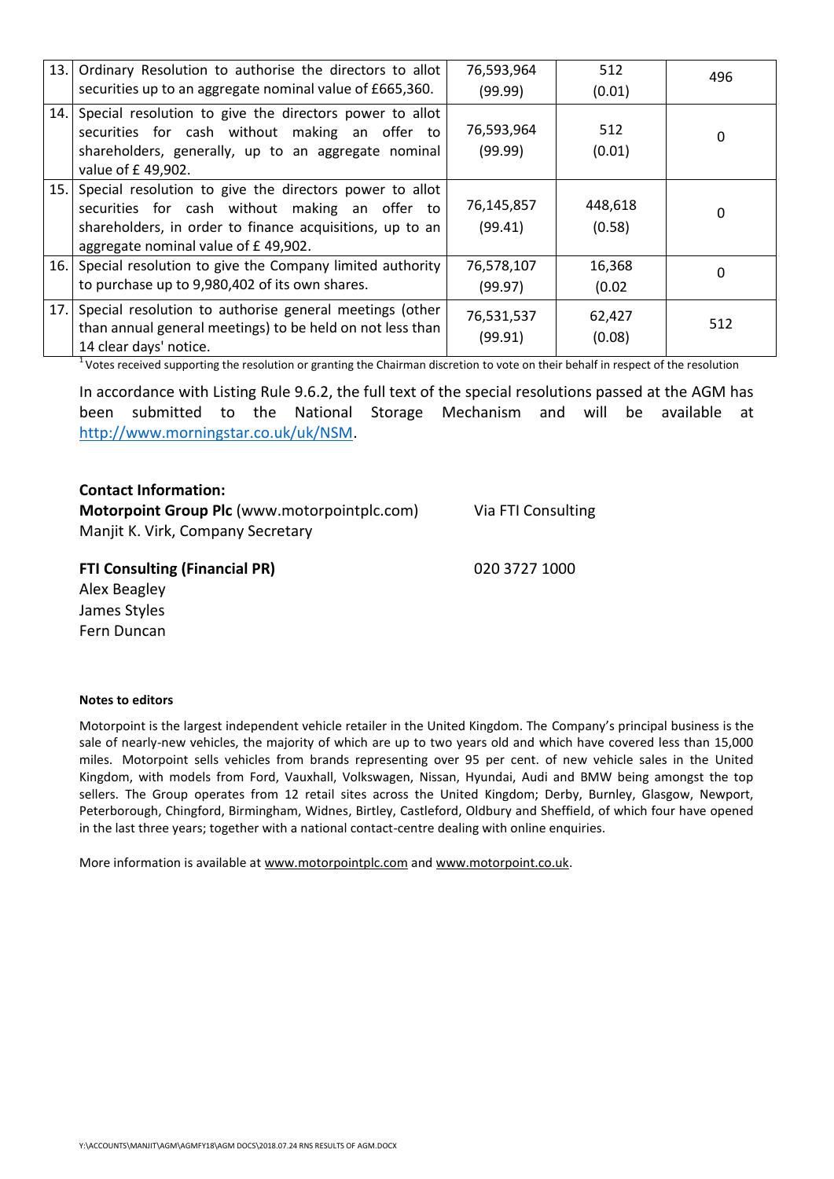| | | | | |
|---|---|---|---|---|
| 13. | Ordinary Resolution to authorise the directors to allot securities up to an aggregate nominal value of £665,360. | 76,593,964 (99.99) | 512 (0.01) | 496 |
| 14. | Special resolution to give the directors power to allot securities for cash without making an offer to shareholders, generally, up to an aggregate nominal value of £ 49,902. | 76,593,964 (99.99) | 512 (0.01) | 0 |
| 15. | Special resolution to give the directors power to allot securities for cash without making an offer to shareholders, in order to finance acquisitions, up to an aggregate nominal value of £ 49,902. | 76,145,857 (99.41) | 448,618 (0.58) | 0 |
| 16. | Special resolution to give the Company limited authority to purchase up to 9,980,402 of its own shares. | 76,578,107 (99.97) | 16,368 (0.02 | 0 |
| 17. | Special resolution to authorise general meetings (other than annual general meetings) to be held on not less than 14 clear days' notice. | 76,531,537 (99.91) | 62,427 (0.08) | 512 |

[1] Votes received supporting the resolution or granting the Chairman discretion to vote on their behalf in respect of the resolution

In accordance with Listing Rule 9.6.2, the full text of the special resolutions passed at the AGM has been submitted to the National Storage Mechanism and will be available at http://www.morningstar.co.uk/uk/NSM.

**Contact Information:**

**Motorpoint Group Plc** (www.motorpointplc.com) — Via FTI Consulting
Manjit K. Virk, Company Secretary

**FTI Consulting (Financial PR)** — 020 3727 1000
Alex Beagley
James Styles
Fern Duncan

**Notes to editors**

Motorpoint is the largest independent vehicle retailer in the United Kingdom. The Company's principal business is the sale of nearly-new vehicles, the majority of which are up to two years old and which have covered less than 15,000 miles. Motorpoint sells vehicles from brands representing over 95 per cent. of new vehicle sales in the United Kingdom, with models from Ford, Vauxhall, Volkswagen, Nissan, Hyundai, Audi and BMW being amongst the top sellers. The Group operates from 12 retail sites across the United Kingdom; Derby, Burnley, Glasgow, Newport, Peterborough, Chingford, Birmingham, Widnes, Birtley, Castleford, Oldbury and Sheffield, of which four have opened in the last three years; together with a national contact-centre dealing with online enquiries.

More information is available at www.motorpointplc.com and www.motorpoint.co.uk.

Y:\ACCOUNTS\MANJIT\AGM\AGMFY18\AGM DOCS\2018.07.24 RNS RESULTS OF AGM.DOCX